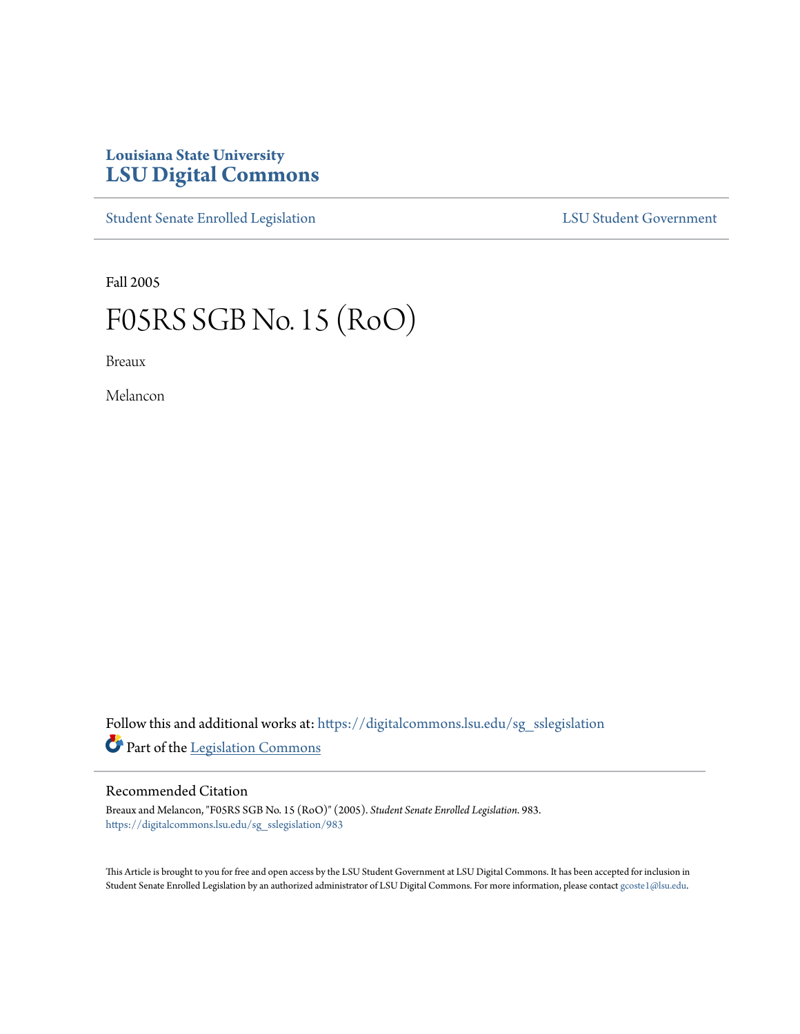# Louisiana State University
# LSU Digital Commons

Student Senate Enrolled Legislation | LSU Student Government

Fall 2005

# F05RS SGB No. 15 (RoO)

Breaux

Melancon

Follow this and additional works at: https://digitalcommons.lsu.edu/sg_sslegislation

Part of the Legislation Commons

## Recommended Citation

Breaux and Melancon, "F05RS SGB No. 15 (RoO)" (2005). *Student Senate Enrolled Legislation*. 983.
https://digitalcommons.lsu.edu/sg_sslegislation/983

This Article is brought to you for free and open access by the LSU Student Government at LSU Digital Commons. It has been accepted for inclusion in Student Senate Enrolled Legislation by an authorized administrator of LSU Digital Commons. For more information, please contact gcoste1@lsu.edu.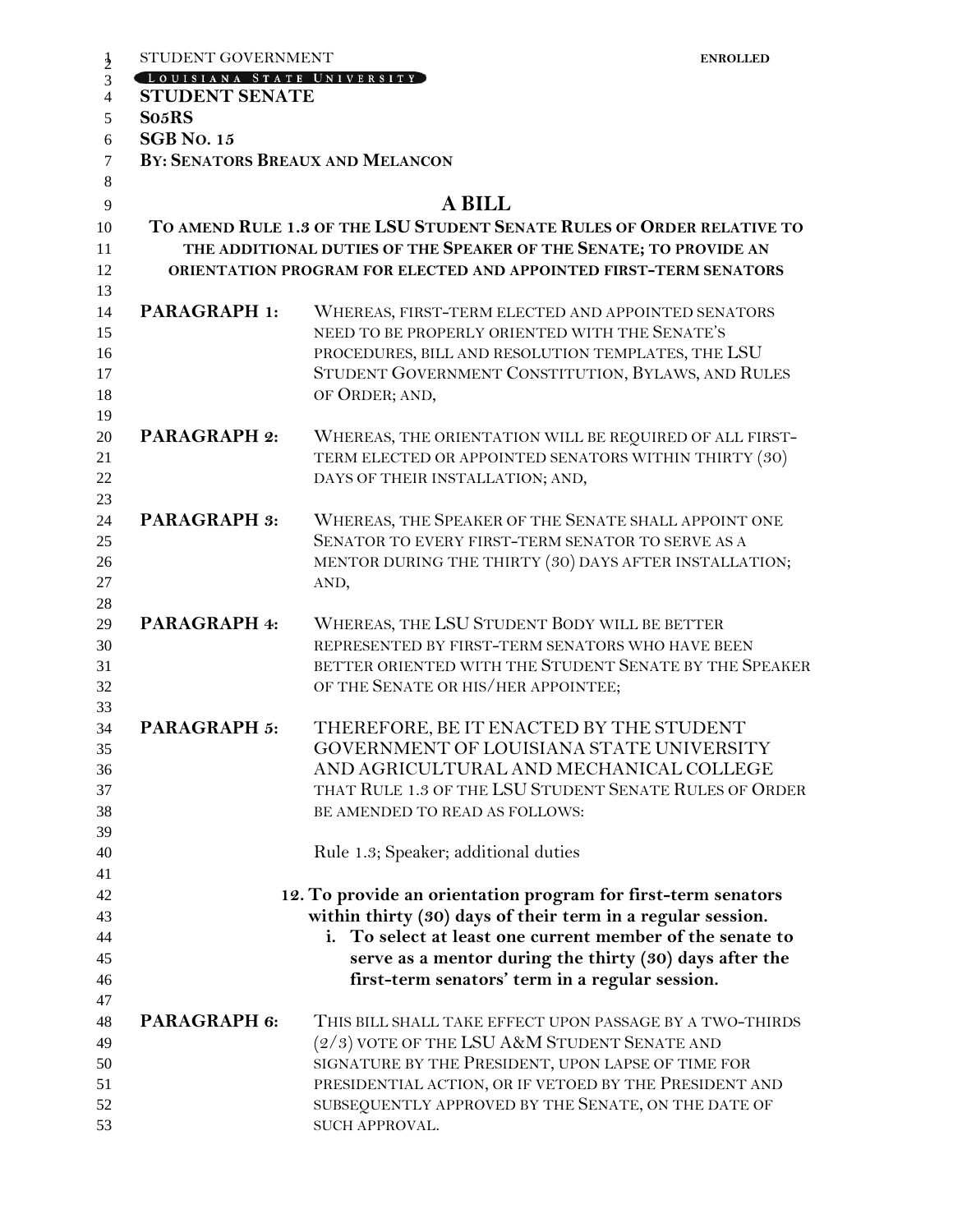STUDENT GOVERNMENT **ENROLLED**

LOUISIANA STATE UNIVERSITY

**STUDENT SENATE**

**S05RS**

**SGB NO. 15**

**BY: SENATORS BREAUX AND MELANCON**

# A BILL

**TO AMEND RULE 1.3 OF THE LSU STUDENT SENATE RULES OF ORDER RELATIVE TO THE ADDITIONAL DUTIES OF THE SPEAKER OF THE SENATE; TO PROVIDE AN ORIENTATION PROGRAM FOR ELECTED AND APPOINTED FIRST-TERM SENATORS**

**PARAGRAPH 1:** WHEREAS, FIRST-TERM ELECTED AND APPOINTED SENATORS NEED TO BE PROPERLY ORIENTED WITH THE SENATE'S PROCEDURES, BILL AND RESOLUTION TEMPLATES, THE LSU STUDENT GOVERNMENT CONSTITUTION, BYLAWS, AND RULES OF ORDER; AND,

**PARAGRAPH 2:** WHEREAS, THE ORIENTATION WILL BE REQUIRED OF ALL FIRST-TERM ELECTED OR APPOINTED SENATORS WITHIN THIRTY (30) DAYS OF THEIR INSTALLATION; AND,

**PARAGRAPH 3:** WHEREAS, THE SPEAKER OF THE SENATE SHALL APPOINT ONE SENATOR TO EVERY FIRST-TERM SENATOR TO SERVE AS A MENTOR DURING THE THIRTY (30) DAYS AFTER INSTALLATION; AND,

**PARAGRAPH 4:** WHEREAS, THE LSU STUDENT BODY WILL BE BETTER REPRESENTED BY FIRST-TERM SENATORS WHO HAVE BEEN BETTER ORIENTED WITH THE STUDENT SENATE BY THE SPEAKER OF THE SENATE OR HIS/HER APPOINTEE;

**PARAGRAPH 5:** THEREFORE, BE IT ENACTED BY THE STUDENT GOVERNMENT OF LOUISIANA STATE UNIVERSITY AND AGRICULTURAL AND MECHANICAL COLLEGE THAT RULE 1.3 OF THE LSU STUDENT SENATE RULES OF ORDER BE AMENDED TO READ AS FOLLOWS:

Rule 1.3; Speaker; additional duties

**12. To provide an orientation program for first-term senators within thirty (30) days of their term in a regular session.**

- **i. To select at least one current member of the senate to serve as a mentor during the thirty (30) days after the first-term senators' term in a regular session.**

**PARAGRAPH 6:** THIS BILL SHALL TAKE EFFECT UPON PASSAGE BY A TWO-THIRDS (2/3) VOTE OF THE LSU A&M STUDENT SENATE AND SIGNATURE BY THE PRESIDENT, UPON LAPSE OF TIME FOR PRESIDENTIAL ACTION, OR IF VETOED BY THE PRESIDENT AND SUBSEQUENTLY APPROVED BY THE SENATE, ON THE DATE OF SUCH APPROVAL.